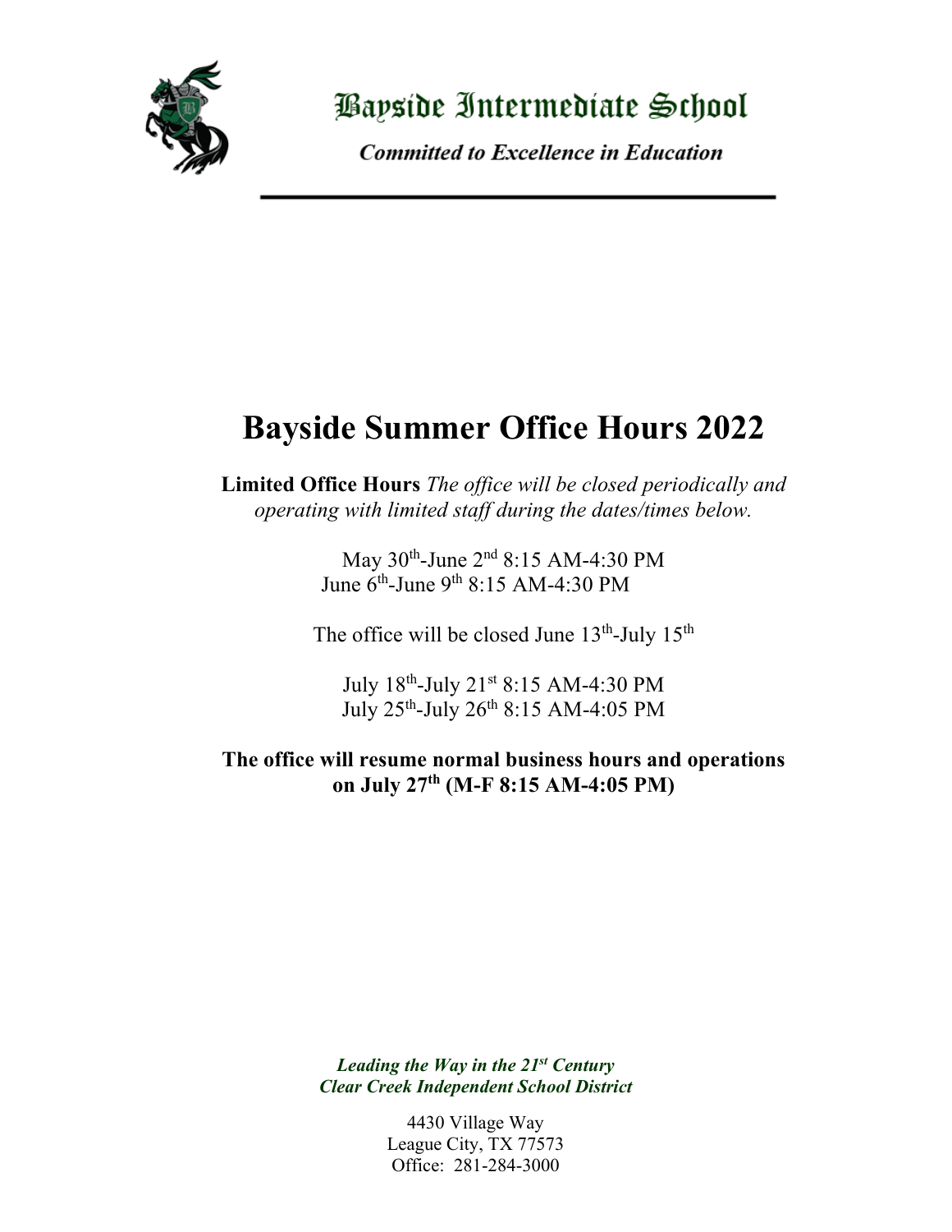# Bayside Intermediate School

***Committed to Excellence in Education***

---

## Bayside Summer Office Hours 2022

**Limited Office Hours** *The office will be closed periodically and operating with limited staff during the dates/times below.*

May 30th-June 2nd 8:15 AM-4:30 PM
June 6th-June 9th 8:15 AM-4:30 PM

The office will be closed June 13th-July 15th

July 18th-July 21st 8:15 AM-4:30 PM
July 25th-July 26th 8:15 AM-4:05 PM

**The office will resume normal business hours and operations on July 27th (M-F 8:15 AM-4:05 PM)**

***Leading the Way in the 21st Century***
***Clear Creek Independent School District***

4430 Village Way
League City, TX 77573
Office: 281-284-3000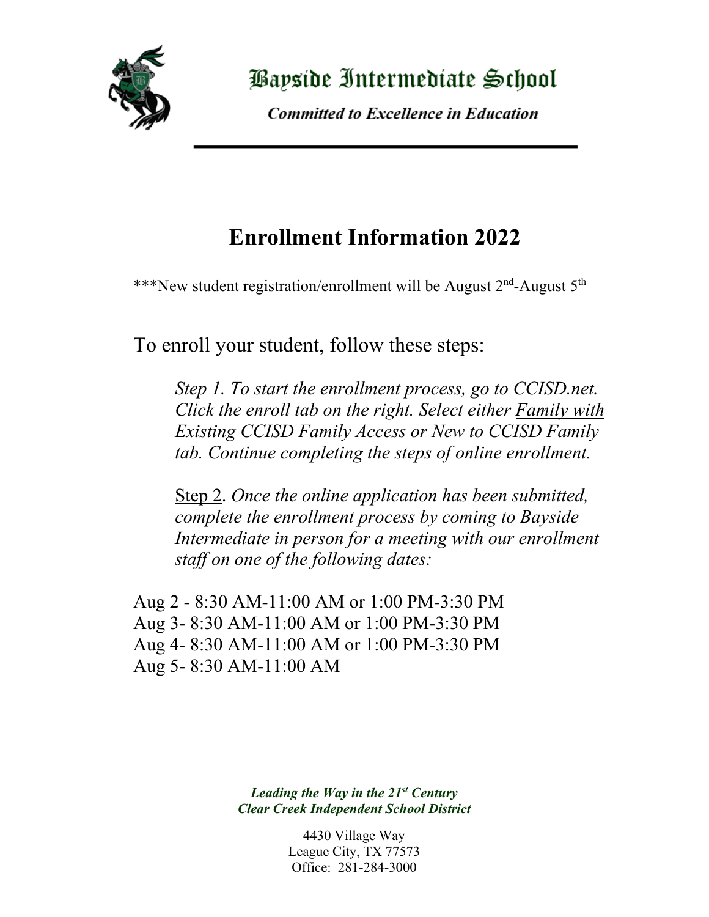# Bayside Intermediate School

***Committed to Excellence in Education***

## Enrollment Information 2022

***New student registration/enrollment will be August 2nd-August 5th

To enroll your student, follow these steps:

> *Step 1. To start the enrollment process, go to CCISD.net. Click the enroll tab on the right. Select either Family with Existing CCISD Family Access or New to CCISD Family tab. Continue completing the steps of online enrollment.*
>
> Step 2. *Once the online application has been submitted, complete the enrollment process by coming to Bayside Intermediate in person for a meeting with our enrollment staff on one of the following dates:*

Aug 2 - 8:30 AM-11:00 AM or 1:00 PM-3:30 PM
Aug 3- 8:30 AM-11:00 AM or 1:00 PM-3:30 PM
Aug 4- 8:30 AM-11:00 AM or 1:00 PM-3:30 PM
Aug 5- 8:30 AM-11:00 AM

***Leading the Way in the 21st Century***
***Clear Creek Independent School District***

4430 Village Way
League City, TX 77573
Office: 281-284-3000